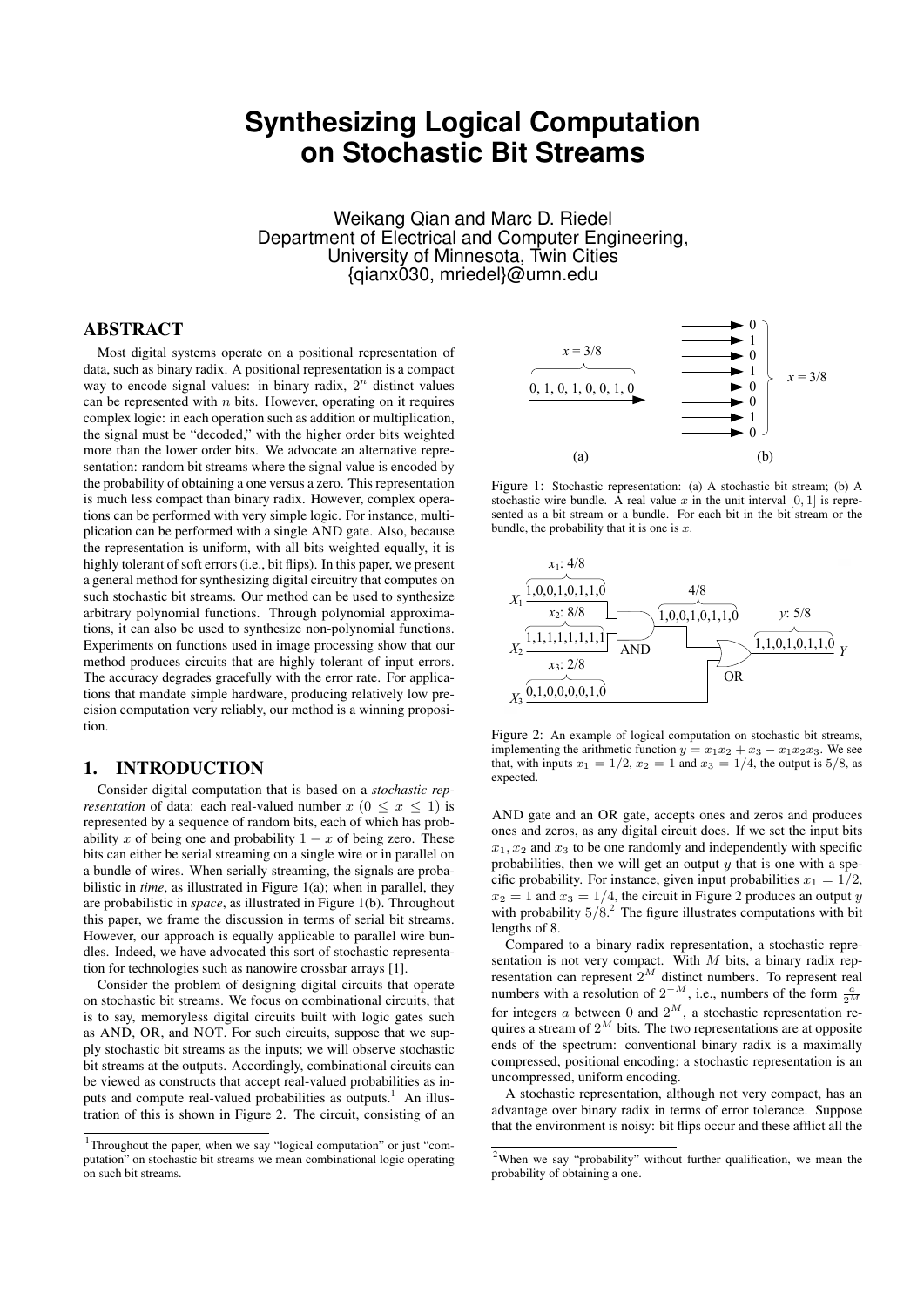# Synthesizing Logical Computation on Stochastic Bit Streams

Weikang Qian and Marc D. Riedel
Department of Electrical and Computer Engineering,
University of Minnesota, Twin Cities
{qianx030, mriedel}@umn.edu

## ABSTRACT

Most digital systems operate on a positional representation of data, such as binary radix. A positional representation is a compact way to encode signal values: in binary radix, $2^n$ distinct values can be represented with $n$ bits. However, operating on it requires complex logic: in each operation such as addition or multiplication, the signal must be "decoded," with the higher order bits weighted more than the lower order bits. We advocate an alternative representation: random bit streams where the signal value is encoded by the probability of obtaining a one versus a zero. This representation is much less compact than binary radix. However, complex operations can be performed with very simple logic. For instance, multiplication can be performed with a single AND gate. Also, because the representation is uniform, with all bits weighted equally, it is highly tolerant of soft errors (i.e., bit flips). In this paper, we present a general method for synthesizing digital circuitry that computes on such stochastic bit streams. Our method can be used to synthesize arbitrary polynomial functions. Through polynomial approximations, it can also be used to synthesize non-polynomial functions. Experiments on functions used in image processing show that our method produces circuits that are highly tolerant of input errors. The accuracy degrades gracefully with the error rate. For applications that mandate simple hardware, producing relatively low precision computation very reliably, our method is a winning proposition.

## 1. INTRODUCTION

Consider digital computation that is based on a *stochastic representation* of data: each real-valued number $x$ ($0 \leq x \leq 1$) is represented by a sequence of random bits, each of which has probability $x$ of being one and probability $1 - x$ of being zero. These bits can either be serial streaming on a single wire or in parallel on a bundle of wires. When serially streaming, the signals are probabilistic in *time*, as illustrated in Figure 1(a); when in parallel, they are probabilistic in *space*, as illustrated in Figure 1(b). Throughout this paper, we frame the discussion in terms of serial bit streams. However, our approach is equally applicable to parallel wire bundles. Indeed, we have advocated this sort of stochastic representation for technologies such as nanowire crossbar arrays [1].

Consider the problem of designing digital circuits that operate on stochastic bit streams. We focus on combinational circuits, that is to say, memoryless digital circuits built with logic gates such as AND, OR, and NOT. For such circuits, suppose that we supply stochastic bit streams as the inputs; we will observe stochastic bit streams at the outputs. Accordingly, combinational circuits can be viewed as constructs that accept real-valued probabilities as inputs and compute real-valued probabilities as outputs.[1] An illustration of this is shown in Figure 2. The circuit, consisting of an AND gate and an OR gate, accepts ones and zeros and produces ones and zeros, as any digital circuit does. If we set the input bits $x_1, x_2$ and $x_3$ to be one randomly and independently with specific probabilities, then we will get an output $y$ that is one with a specific probability. For instance, given input probabilities $x_1 = 1/2$, $x_2 = 1$ and $x_3 = 1/4$, the circuit in Figure 2 produces an output $y$ with probability $5/8$.[2] The figure illustrates computations with bit lengths of 8.

Figure 1: Stochastic representation: (a) A stochastic bit stream; (b) A stochastic wire bundle. A real value $x$ in the unit interval $[0, 1]$ is represented as a bit stream or a bundle. For each bit in the bit stream or the bundle, the probability that it is one is $x$.

Figure 2: An example of logical computation on stochastic bit streams, implementing the arithmetic function $y = x_1 x_2 + x_3 - x_1 x_2 x_3$. We see that, with inputs $x_1 = 1/2$, $x_2 = 1$ and $x_3 = 1/4$, the output is $5/8$, as expected.

Compared to a binary radix representation, a stochastic representation is not very compact. With $M$ bits, a binary radix representation can represent $2^M$ distinct numbers. To represent real numbers with a resolution of $2^{-M}$, i.e., numbers of the form $\frac{a}{2^M}$ for integers $a$ between 0 and $2^M$, a stochastic representation requires a stream of $2^M$ bits. The two representations are at opposite ends of the spectrum: conventional binary radix is a maximally compressed, positional encoding; a stochastic representation is an uncompressed, uniform encoding.

A stochastic representation, although not very compact, has an advantage over binary radix in terms of error tolerance. Suppose that the environment is noisy: bit flips occur and these afflict all the

[1] Throughout the paper, when we say "logical computation" or just "computation" on stochastic bit streams we mean combinational logic operating on such bit streams.

[2] When we say "probability" without further qualification, we mean the probability of obtaining a one.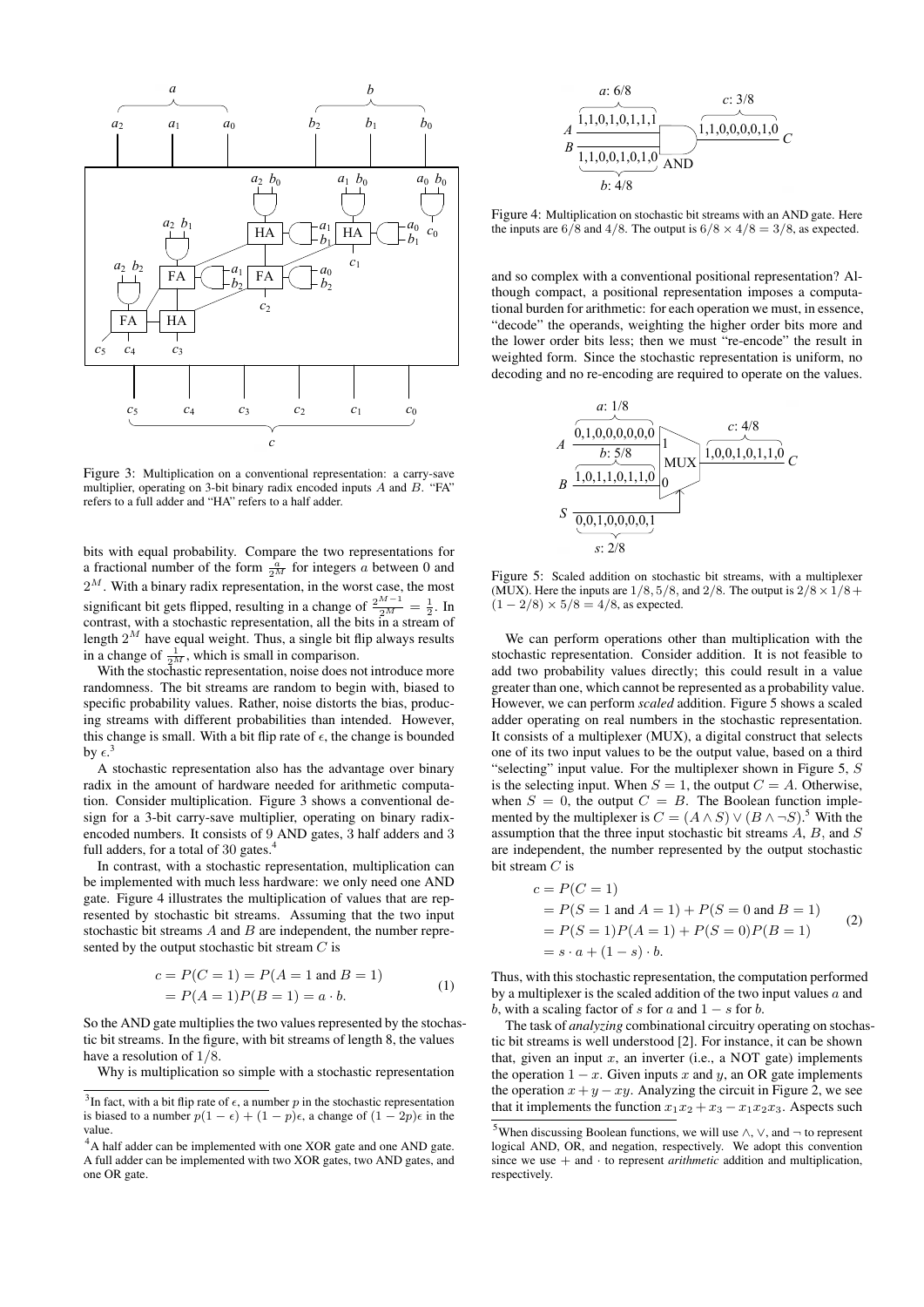Figure 3: Multiplication on a conventional representation: a carry-save multiplier, operating on 3-bit binary radix encoded inputs $A$ and $B$. "FA" refers to a full adder and "HA" refers to a half adder.

bits with equal probability. Compare the two representations for a fractional number of the form $\frac{a}{2^M}$ for integers $a$ between 0 and $2^M$. With a binary radix representation, in the worst case, the most significant bit gets flipped, resulting in a change of $\frac{2^{M-1}}{2^M} = \frac{1}{2}$. In contrast, with a stochastic representation, all the bits in a stream of length $2^M$ have equal weight. Thus, a single bit flip always results in a change of $\frac{1}{2^M}$, which is small in comparison.

With the stochastic representation, noise does not introduce more randomness. The bit streams are random to begin with, biased to specific probability values. Rather, noise distorts the bias, producing streams with different probabilities than intended. However, this change is small. With a bit flip rate of $\epsilon$, the change is bounded by $\epsilon$.[3]

A stochastic representation also has the advantage over binary radix in the amount of hardware needed for arithmetic computation. Consider multiplication. Figure 3 shows a conventional design for a 3-bit carry-save multiplier, operating on binary radix-encoded numbers. It consists of 9 AND gates, 3 half adders and 3 full adders, for a total of 30 gates.[4]

In contrast, with a stochastic representation, multiplication can be implemented with much less hardware: we only need one AND gate. Figure 4 illustrates the multiplication of values that are represented by stochastic bit streams. Assuming that the two input stochastic bit streams $A$ and $B$ are independent, the number represented by the output stochastic bit stream $C$ is

$$
\begin{aligned}
c &= P(C = 1) = P(A = 1 \text{ and } B = 1) \\
&= P(A = 1)P(B = 1) = a \cdot b.
\end{aligned}
\tag{1}
$$

So the AND gate multiplies the two values represented by the stochastic bit streams. In the figure, with bit streams of length 8, the values have a resolution of $1/8$.

Why is multiplication so simple with a stochastic representation and so complex with a conventional positional representation? Although compact, a positional representation imposes a computational burden for arithmetic: for each operation we must, in essence, "decode" the operands, weighting the higher order bits more and the lower order bits less; then we must "re-encode" the result in weighted form. Since the stochastic representation is uniform, no decoding and no re-encoding are required to operate on the values.

Figure 4: Multiplication on stochastic bit streams with an AND gate. Here the inputs are $6/8$ and $4/8$. The output is $6/8 \times 4/8 = 3/8$, as expected.

Figure 5: Scaled addition on stochastic bit streams, with a multiplexer (MUX). Here the inputs are $1/8, 5/8$, and $2/8$. The output is $2/8 \times 1/8 + (1 - 2/8) \times 5/8 = 4/8$, as expected.

We can perform operations other than multiplication with the stochastic representation. Consider addition. It is not feasible to add two probability values directly; this could result in a value greater than one, which cannot be represented as a probability value. However, we can perform *scaled* addition. Figure 5 shows a scaled adder operating on real numbers in the stochastic representation. It consists of a multiplexer (MUX), a digital construct that selects one of its two input values to be the output value, based on a third "selecting" input value. For the multiplexer shown in Figure 5, $S$ is the selecting input. When $S = 1$, the output $C = A$. Otherwise, when $S = 0$, the output $C = B$. The Boolean function implemented by the multiplexer is $C = (A \wedge S) \vee (B \wedge \neg S)$.[5] With the assumption that the three input stochastic bit streams $A$, $B$, and $S$ are independent, the number represented by the output stochastic bit stream $C$ is

$$
\begin{aligned}
c &= P(C = 1) \\
&= P(S = 1 \text{ and } A = 1) + P(S = 0 \text{ and } B = 1) \\
&= P(S = 1)P(A = 1) + P(S = 0)P(B = 1) \\
&= s \cdot a + (1 - s) \cdot b.
\end{aligned}
\tag{2}
$$

Thus, with this stochastic representation, the computation performed by a multiplexer is the scaled addition of the two input values $a$ and $b$, with a scaling factor of $s$ for $a$ and $1 - s$ for $b$.

The task of *analyzing* combinational circuitry operating on stochastic bit streams is well understood [2]. For instance, it can be shown that, given an input $x$, an inverter (i.e., a NOT gate) implements the operation $1 - x$. Given inputs $x$ and $y$, an OR gate implements the operation $x + y - xy$. Analyzing the circuit in Figure 2, we see that it implements the function $x_1x_2 + x_3 - x_1x_2x_3$. Aspects such

[3] In fact, with a bit flip rate of $\epsilon$, a number $p$ in the stochastic representation is biased to a number $p(1 - \epsilon) + (1 - p)\epsilon$, a change of $(1 - 2p)\epsilon$ in the value.

[4] A half adder can be implemented with one XOR gate and one AND gate. A full adder can be implemented with two XOR gates, two AND gates, and one OR gate.

[5] When discussing Boolean functions, we will use $\wedge$, $\vee$, and $\neg$ to represent logical AND, OR, and negation, respectively. We adopt this convention since we use $+$ and $\cdot$ to represent *arithmetic* addition and multiplication, respectively.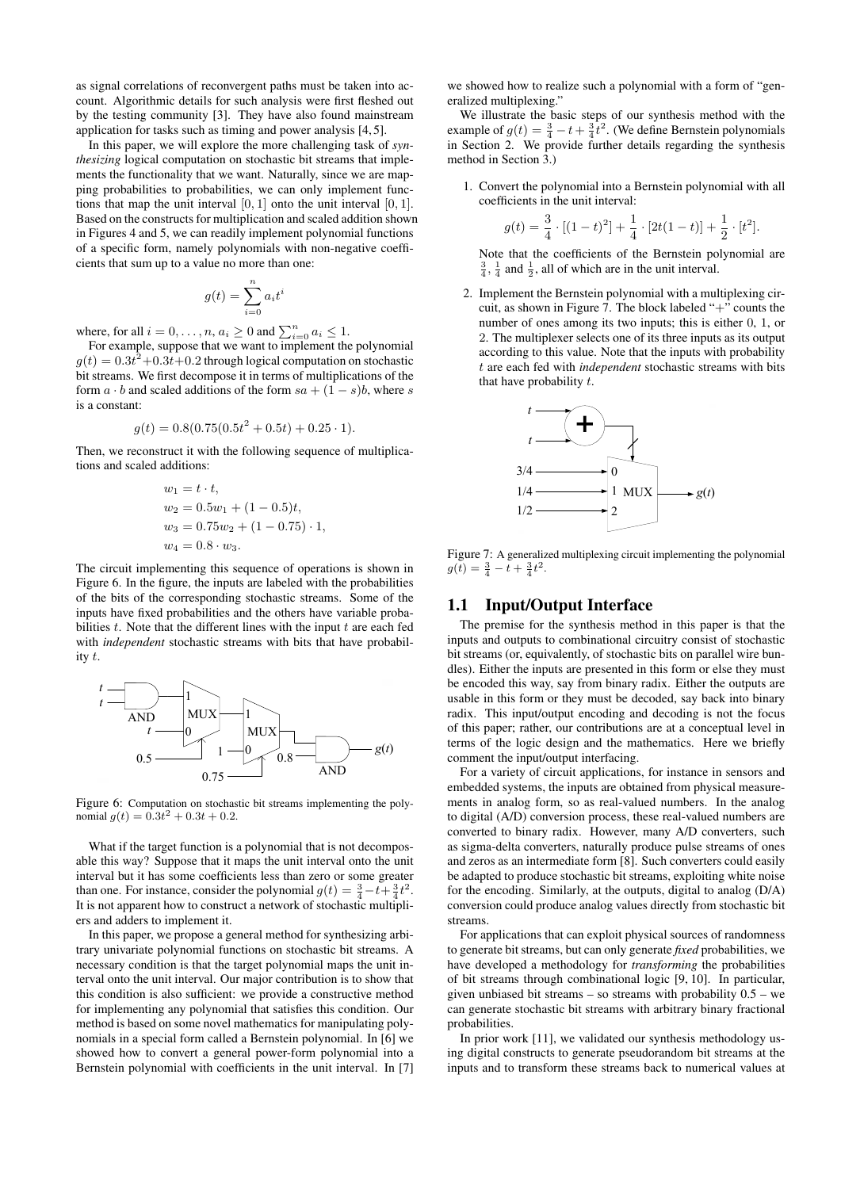as signal correlations of reconvergent paths must be taken into account. Algorithmic details for such analysis were first fleshed out by the testing community [3]. They have also found mainstream application for tasks such as timing and power analysis [4, 5].

In this paper, we will explore the more challenging task of *synthesizing* logical computation on stochastic bit streams that implements the functionality that we want. Naturally, since we are mapping probabilities to probabilities, we can only implement functions that map the unit interval $[0, 1]$ onto the unit interval $[0, 1]$. Based on the constructs for multiplication and scaled addition shown in Figures 4 and 5, we can readily implement polynomial functions of a specific form, namely polynomials with non-negative coefficients that sum up to a value no more than one:

$$g(t) = \sum_{i=0}^{n} a_i t^i$$

where, for all $i = 0, \ldots, n$, $a_i \geq 0$ and $\sum_{i=0}^{n} a_i \leq 1$.

For example, suppose that we want to implement the polynomial $g(t) = 0.3t^2 + 0.3t + 0.2$ through logical computation on stochastic bit streams. We first decompose it in terms of multiplications of the form $a \cdot b$ and scaled additions of the form $sa + (1 - s)b$, where $s$ is a constant:

$$g(t) = 0.8(0.75(0.5t^2 + 0.5t) + 0.25 \cdot 1).$$

Then, we reconstruct it with the following sequence of multiplications and scaled additions:

$$\begin{aligned} w_1 &= t \cdot t, \\ w_2 &= 0.5w_1 + (1 - 0.5)t, \\ w_3 &= 0.75w_2 + (1 - 0.75) \cdot 1, \\ w_4 &= 0.8 \cdot w_3. \end{aligned}$$

The circuit implementing this sequence of operations is shown in Figure 6. In the figure, the inputs are labeled with the probabilities of the bits of the corresponding stochastic streams. Some of the inputs have fixed probabilities and the others have variable probabilities $t$. Note that the different lines with the input $t$ are each fed with *independent* stochastic streams with bits that have probability $t$.

Figure 6: Computation on stochastic bit streams implementing the polynomial $g(t) = 0.3t^2 + 0.3t + 0.2$.

What if the target function is a polynomial that is not decomposable this way? Suppose that it maps the unit interval onto the unit interval but it has some coefficients less than zero or some greater than one. For instance, consider the polynomial $g(t) = \frac{3}{4} - t + \frac{3}{4}t^2$. It is not apparent how to construct a network of stochastic multipliers and adders to implement it.

In this paper, we propose a general method for synthesizing arbitrary univariate polynomial functions on stochastic bit streams. A necessary condition is that the target polynomial maps the unit interval onto the unit interval. Our major contribution is to show that this condition is also sufficient: we provide a constructive method for implementing any polynomial that satisfies this condition. Our method is based on some novel mathematics for manipulating polynomials in a special form called a Bernstein polynomial. In [6] we showed how to convert a general power-form polynomial into a Bernstein polynomial with coefficients in the unit interval. In [7] we showed how to realize such a polynomial with a form of "generalized multiplexing."

We illustrate the basic steps of our synthesis method with the example of $g(t) = \frac{3}{4} - t + \frac{3}{4}t^2$. (We define Bernstein polynomials in Section 2. We provide further details regarding the synthesis method in Section 3.)

1. Convert the polynomial into a Bernstein polynomial with all coefficients in the unit interval:

$$g(t) = \frac{3}{4} \cdot [(1 - t)^2] + \frac{1}{4} \cdot [2t(1 - t)] + \frac{1}{2} \cdot [t^2].$$

   Note that the coefficients of the Bernstein polynomial are $\frac{3}{4}$, $\frac{1}{4}$ and $\frac{1}{2}$, all of which are in the unit interval.

2. Implement the Bernstein polynomial with a multiplexing circuit, as shown in Figure 7. The block labeled "+" counts the number of ones among its two inputs; this is either 0, 1, or 2. The multiplexer selects one of its three inputs as its output according to this value. Note that the inputs with probability $t$ are each fed with *independent* stochastic streams with bits that have probability $t$.

Figure 7: A generalized multiplexing circuit implementing the polynomial $g(t) = \frac{3}{4} - t + \frac{3}{4}t^2$.

## 1.1 Input/Output Interface

The premise for the synthesis method in this paper is that the inputs and outputs to combinational circuitry consist of stochastic bit streams (or, equivalently, of stochastic bits on parallel wire bundles). Either the inputs are presented in this form or else they must be encoded this way, say from binary radix. Either the outputs are usable in this form or they must be decoded, say back into binary radix. This input/output encoding and decoding is not the focus of this paper; rather, our contributions are at a conceptual level in terms of the logic design and the mathematics. Here we briefly comment the input/output interfacing.

For a variety of circuit applications, for instance in sensors and embedded systems, the inputs are obtained from physical measurements in analog form, so as real-valued numbers. In the analog to digital (A/D) conversion process, these real-valued numbers are converted to binary radix. However, many A/D converters, such as sigma-delta converters, naturally produce pulse streams of ones and zeros as an intermediate form [8]. Such converters could easily be adapted to produce stochastic bit streams, exploiting white noise for the encoding. Similarly, at the outputs, digital to analog (D/A) conversion could produce analog values directly from stochastic bit streams.

For applications that can exploit physical sources of randomness to generate bit streams, but can only generate *fixed* probabilities, we have developed a methodology for *transforming* the probabilities of bit streams through combinational logic [9, 10]. In particular, given unbiased bit streams – so streams with probability 0.5 – we can generate stochastic bit streams with arbitrary binary fractional probabilities.

In prior work [11], we validated our synthesis methodology using digital constructs to generate pseudorandom bit streams at the inputs and to transform these streams back to numerical values at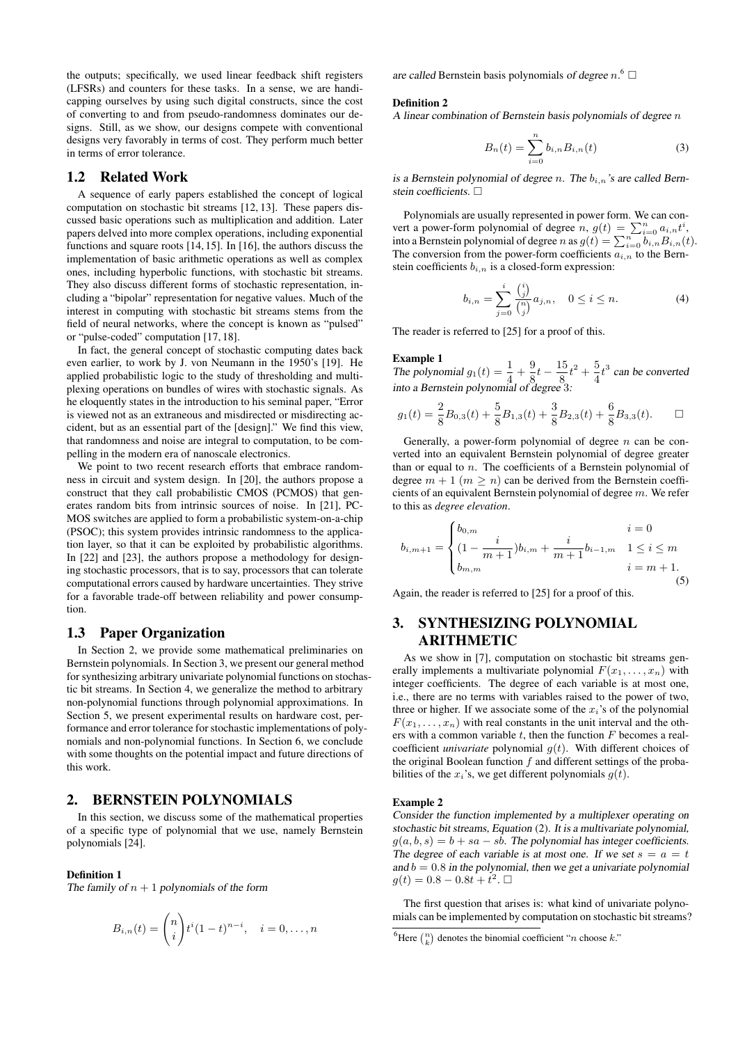the outputs; specifically, we used linear feedback shift registers (LFSRs) and counters for these tasks. In a sense, we are handicapping ourselves by using such digital constructs, since the cost of converting to and from pseudo-randomness dominates our designs. Still, as we show, our designs compete with conventional designs very favorably in terms of cost. They perform much better in terms of error tolerance.

## 1.2 Related Work

A sequence of early papers established the concept of logical computation on stochastic bit streams [12, 13]. These papers discussed basic operations such as multiplication and addition. Later papers delved into more complex operations, including exponential functions and square roots [14, 15]. In [16], the authors discuss the implementation of basic arithmetic operations as well as complex ones, including hyperbolic functions, with stochastic bit streams. They also discuss different forms of stochastic representation, including a "bipolar" representation for negative values. Much of the interest in computing with stochastic bit streams stems from the field of neural networks, where the concept is known as "pulsed" or "pulse-coded" computation [17, 18].

In fact, the general concept of stochastic computing dates back even earlier, to work by J. von Neumann in the 1950's [19]. He applied probabilistic logic to the study of thresholding and multiplexing operations on bundles of wires with stochastic signals. As he eloquently states in the introduction to his seminal paper, "Error is viewed not as an extraneous and misdirected or misdirecting accident, but as an essential part of the [design]." We find this view, that randomness and noise are integral to computation, to be compelling in the modern era of nanoscale electronics.

We point to two recent research efforts that embrace randomness in circuit and system design. In [20], the authors propose a construct that they call probabilistic CMOS (PCMOS) that generates random bits from intrinsic sources of noise. In [21], PCMOS switches are applied to form a probabilistic system-on-a-chip (PSOC); this system provides intrinsic randomness to the application layer, so that it can be exploited by probabilistic algorithms. In [22] and [23], the authors propose a methodology for designing stochastic processors, that is to say, processors that can tolerate computational errors caused by hardware uncertainties. They strive for a favorable trade-off between reliability and power consumption.

## 1.3 Paper Organization

In Section 2, we provide some mathematical preliminaries on Bernstein polynomials. In Section 3, we present our general method for synthesizing arbitrary univariate polynomial functions on stochastic bit streams. In Section 4, we generalize the method to arbitrary non-polynomial functions through polynomial approximations. In Section 5, we present experimental results on hardware cost, performance and error tolerance for stochastic implementations of polynomials and non-polynomial functions. In Section 6, we conclude with some thoughts on the potential impact and future directions of this work.

# 2. BERNSTEIN POLYNOMIALS

In this section, we discuss some of the mathematical properties of a specific type of polynomial that we use, namely Bernstein polynomials [24].

**Definition 1**
*The family of $n+1$ polynomials of the form*

$$B_{i,n}(t) = \binom{n}{i} t^i (1-t)^{n-i}, \quad i = 0, \ldots, n$$

*are called* Bernstein basis polynomials *of degree $n$.*[6] □

**Definition 2**
*A linear combination of Bernstein basis polynomials of degree $n$*

$$B_n(t) = \sum_{i=0}^{n} b_{i,n} B_{i,n}(t) \tag{3}$$

*is a Bernstein polynomial of degree $n$. The $b_{i,n}$'s are called Bernstein coefficients.* □

Polynomials are usually represented in power form. We can convert a power-form polynomial of degree $n$, $g(t) = \sum_{i=0}^{n} a_{i,n} t^i$, into a Bernstein polynomial of degree $n$ as $g(t) = \sum_{i=0}^{n} b_{i,n} B_{i,n}(t)$. The conversion from the power-form coefficients $a_{i,n}$ to the Bernstein coefficients $b_{i,n}$ is a closed-form expression:

$$b_{i,n} = \sum_{j=0}^{i} \frac{\binom{i}{j}}{\binom{n}{j}} a_{j,n}, \quad 0 \le i \le n. \tag{4}$$

The reader is referred to [25] for a proof of this.

**Example 1**
*The polynomial $g_1(t) = \frac{1}{4} + \frac{9}{8}t - \frac{15}{8}t^2 + \frac{5}{4}t^3$ can be converted into a Bernstein polynomial of degree 3:*

$$g_1(t) = \frac{2}{8}B_{0,3}(t) + \frac{5}{8}B_{1,3}(t) + \frac{3}{8}B_{2,3}(t) + \frac{6}{8}B_{3,3}(t). \qquad \square$$

Generally, a power-form polynomial of degree $n$ can be converted into an equivalent Bernstein polynomial of degree greater than or equal to $n$. The coefficients of a Bernstein polynomial of degree $m+1$ ($m \ge n$) can be derived from the Bernstein coefficients of an equivalent Bernstein polynomial of degree $m$. We refer to this as *degree elevation*.

$$b_{i,m+1} = \begin{cases} b_{0,m} & i = 0 \\ (1 - \frac{i}{m+1})b_{i,m} + \frac{i}{m+1}b_{i-1,m} & 1 \le i \le m \\ b_{m,m} & i = m+1. \end{cases} \tag{5}$$

Again, the reader is referred to [25] for a proof of this.

# 3. SYNTHESIZING POLYNOMIAL ARITHMETIC

As we show in [7], computation on stochastic bit streams generally implements a multivariate polynomial $F(x_1, \ldots, x_n)$ with integer coefficients. The degree of each variable is at most one, i.e., there are no terms with variables raised to the power of two, three or higher. If we associate some of the $x_i$'s of the polynomial $F(x_1, \ldots, x_n)$ with real constants in the unit interval and the others with a common variable $t$, then the function $F$ becomes a real-coefficient *univariate* polynomial $g(t)$. With different choices of the original Boolean function $f$ and different settings of the probabilities of the $x_i$'s, we get different polynomials $g(t)$.

**Example 2**
*Consider the function implemented by a multiplexer operating on stochastic bit streams, Equation* (2)*. It is a multivariate polynomial, $g(a, b, s) = b + sa - sb$. The polynomial has integer coefficients. The degree of each variable is at most one. If we set $s = a = t$ and $b = 0.8$ in the polynomial, then we get a univariate polynomial $g(t) = 0.8 - 0.8t + t^2$.* □

The first question that arises is: what kind of univariate polynomials can be implemented by computation on stochastic bit streams?

[6] Here $\binom{n}{k}$ denotes the binomial coefficient "$n$ choose $k$."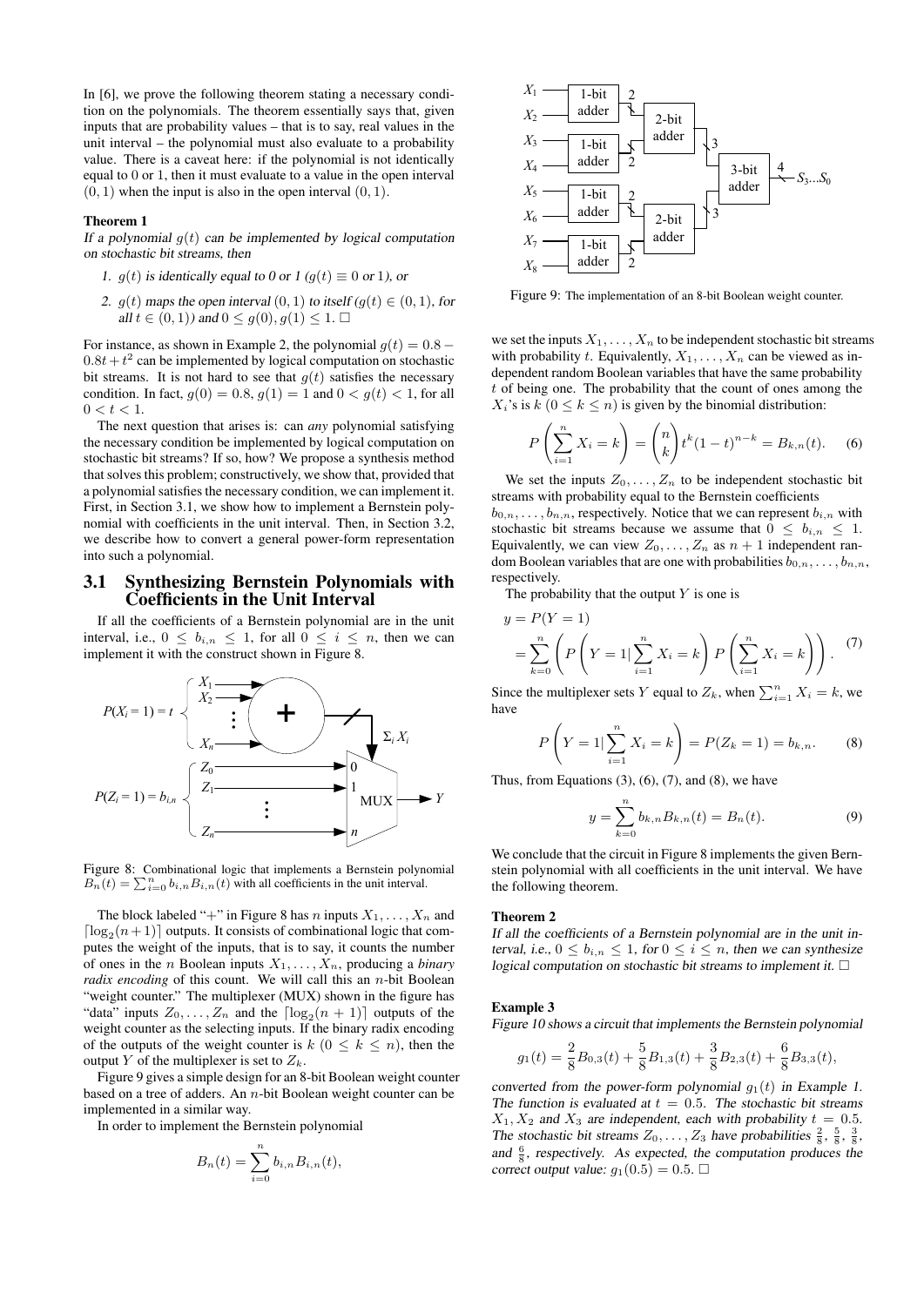In [6], we prove the following theorem stating a necessary condition on the polynomials. The theorem essentially says that, given inputs that are probability values – that is to say, real values in the unit interval – the polynomial must also evaluate to a probability value. There is a caveat here: if the polynomial is not identically equal to 0 or 1, then it must evaluate to a value in the open interval $(0, 1)$ when the input is also in the open interval $(0, 1)$.

**Theorem 1**

*If a polynomial $g(t)$ can be implemented by logical computation on stochastic bit streams, then*

1. *$g(t)$ is identically equal to 0 or 1 ($g(t) \equiv 0$ or 1), or*
2. *$g(t)$ maps the open interval $(0, 1)$ to itself ($g(t) \in (0, 1)$, for all $t \in (0, 1)$) and $0 \leq g(0), g(1) \leq 1$.* □

For instance, as shown in Example 2, the polynomial $g(t) = 0.8 - 0.8t + t^2$ can be implemented by logical computation on stochastic bit streams. It is not hard to see that $g(t)$ satisfies the necessary condition. In fact, $g(0) = 0.8$, $g(1) = 1$ and $0 < g(t) < 1$, for all $0 < t < 1$.

The next question that arises is: can *any* polynomial satisfying the necessary condition be implemented by logical computation on stochastic bit streams? If so, how? We propose a synthesis method that solves this problem; constructively, we show that, provided that a polynomial satisfies the necessary condition, we can implement it. First, in Section 3.1, we show how to implement a Bernstein polynomial with coefficients in the unit interval. Then, in Section 3.2, we describe how to convert a general power-form representation into such a polynomial.

## 3.1 Synthesizing Bernstein Polynomials with Coefficients in the Unit Interval

If all the coefficients of a Bernstein polynomial are in the unit interval, i.e., $0 \leq b_{i,n} \leq 1$, for all $0 \leq i \leq n$, then we can implement it with the construct shown in Figure 8.

Figure 8: Combinational logic that implements a Bernstein polynomial $B_n(t) = \sum_{i=0}^{n} b_{i,n} B_{i,n}(t)$ with all coefficients in the unit interval.

The block labeled "+" in Figure 8 has $n$ inputs $X_1, \ldots, X_n$ and $\lceil \log_2(n+1) \rceil$ outputs. It consists of combinational logic that computes the weight of the inputs, that is to say, it counts the number of ones in the $n$ Boolean inputs $X_1, \ldots, X_n$, producing a *binary radix encoding* of this count. We will call this an $n$-bit Boolean "weight counter." The multiplexer (MUX) shown in the figure has "data" inputs $Z_0, \ldots, Z_n$ and the $\lceil \log_2(n+1) \rceil$ outputs of the weight counter as the selecting inputs. If the binary radix encoding of the outputs of the weight counter is $k$ ($0 \leq k \leq n$), then the output $Y$ of the multiplexer is set to $Z_k$.

Figure 9 gives a simple design for an 8-bit Boolean weight counter based on a tree of adders. An $n$-bit Boolean weight counter can be implemented in a similar way.

In order to implement the Bernstein polynomial

$$B_n(t) = \sum_{i=0}^{n} b_{i,n} B_{i,n}(t),$$

Figure 9: The implementation of an 8-bit Boolean weight counter.

we set the inputs $X_1, \ldots, X_n$ to be independent stochastic bit streams with probability $t$. Equivalently, $X_1, \ldots, X_n$ can be viewed as independent random Boolean variables that have the same probability $t$ of being one. The probability that the count of ones among the $X_i$'s is $k$ ($0 \leq k \leq n$) is given by the binomial distribution:

$$P\left(\sum_{i=1}^{n} X_i = k\right) = \binom{n}{k} t^k (1-t)^{n-k} = B_{k,n}(t). \quad (6)$$

We set the inputs $Z_0, \ldots, Z_n$ to be independent stochastic bit streams with probability equal to the Bernstein coefficients $b_{0,n}, \ldots, b_{n,n}$, respectively. Notice that we can represent $b_{i,n}$ with stochastic bit streams because we assume that $0 \leq b_{i,n} \leq 1$. Equivalently, we can view $Z_0, \ldots, Z_n$ as $n+1$ independent random Boolean variables that are one with probabilities $b_{0,n}, \ldots, b_{n,n}$, respectively.

The probability that the output $Y$ is one is

$$y = P(Y = 1) = \sum_{k=0}^{n} \left( P\left(Y = 1 | \sum_{i=1}^{n} X_i = k\right) P\left(\sum_{i=1}^{n} X_i = k\right) \right). \quad (7)$$

Since the multiplexer sets $Y$ equal to $Z_k$, when $\sum_{i=1}^{n} X_i = k$, we have

$$P\left(Y = 1 | \sum_{i=1}^{n} X_i = k\right) = P(Z_k = 1) = b_{k,n}. \quad (8)$$

Thus, from Equations (3), (6), (7), and (8), we have

$$y = \sum_{k=0}^{n} b_{k,n} B_{k,n}(t) = B_n(t). \quad (9)$$

We conclude that the circuit in Figure 8 implements the given Bernstein polynomial with all coefficients in the unit interval. We have the following theorem.

**Theorem 2**

*If all the coefficients of a Bernstein polynomial are in the unit interval, i.e., $0 \leq b_{i,n} \leq 1$, for $0 \leq i \leq n$, then we can synthesize logical computation on stochastic bit streams to implement it.* □

**Example 3**

*Figure 10 shows a circuit that implements the Bernstein polynomial*

$$g_1(t) = \frac{2}{8} B_{0,3}(t) + \frac{5}{8} B_{1,3}(t) + \frac{3}{8} B_{2,3}(t) + \frac{6}{8} B_{3,3}(t),$$

*converted from the power-form polynomial $g_1(t)$ in Example 1. The function is evaluated at $t = 0.5$. The stochastic bit streams $X_1, X_2$ and $X_3$ are independent, each with probability $t = 0.5$. The stochastic bit streams $Z_0, \ldots, Z_3$ have probabilities $\frac{2}{8}$, $\frac{5}{8}$, $\frac{3}{8}$, and $\frac{6}{8}$, respectively. As expected, the computation produces the correct output value: $g_1(0.5) = 0.5$.* □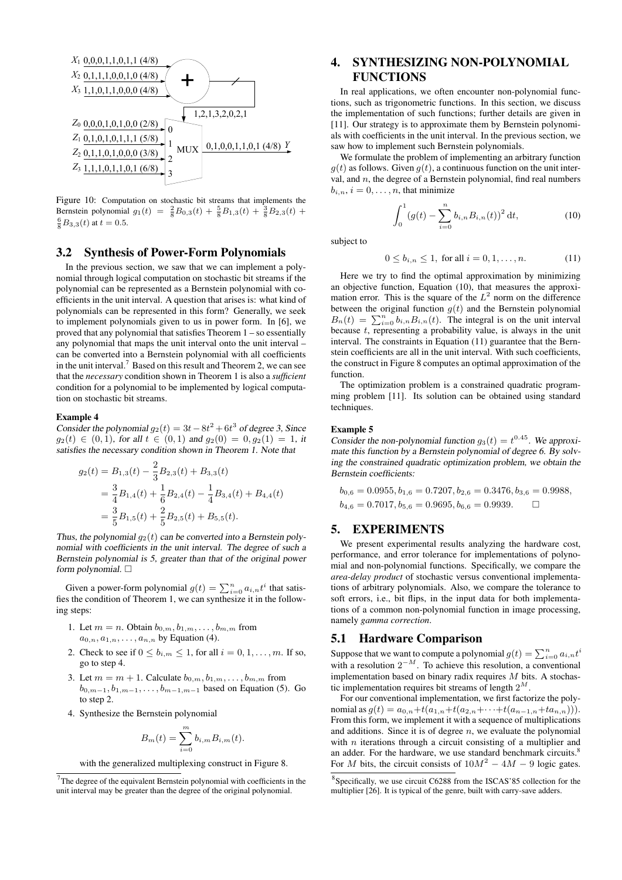Figure 10: Computation on stochastic bit streams that implements the Bernstein polynomial $g_1(t) = \frac{2}{8}B_{0,3}(t) + \frac{5}{8}B_{1,3}(t) + \frac{3}{8}B_{2,3}(t) + \frac{6}{8}B_{3,3}(t)$ at $t = 0.5$.

## 3.2 Synthesis of Power-Form Polynomials

In the previous section, we saw that we can implement a polynomial through logical computation on stochastic bit streams if the polynomial can be represented as a Bernstein polynomial with coefficients in the unit interval. A question that arises is: what kind of polynomials can be represented in this form? Generally, we seek to implement polynomials given to us in power form. In [6], we proved that any polynomial that satisfies Theorem 1 – so essentially any polynomial that maps the unit interval onto the unit interval – can be converted into a Bernstein polynomial with all coefficients in the unit interval.[7] Based on this result and Theorem 2, we can see that the *necessary* condition shown in Theorem 1 is also a *sufficient* condition for a polynomial to be implemented by logical computation on stochastic bit streams.

**Example 4**

*Consider the polynomial $g_2(t) = 3t - 8t^2 + 6t^3$ of degree 3, Since $g_2(t) \in (0, 1)$, for all $t \in (0, 1)$ and $g_2(0) = 0, g_2(1) = 1$, it satisfies the necessary condition shown in Theorem 1. Note that*

$$
\begin{aligned}
g_2(t) &= B_{1,3}(t) - \frac{2}{3}B_{2,3}(t) + B_{3,3}(t) \\
&= \frac{3}{4}B_{1,4}(t) + \frac{1}{6}B_{2,4}(t) - \frac{1}{4}B_{3,4}(t) + B_{4,4}(t) \\
&= \frac{3}{5}B_{1,5}(t) + \frac{2}{5}B_{2,5}(t) + B_{5,5}(t).
\end{aligned}
$$

*Thus, the polynomial $g_2(t)$ can be converted into a Bernstein polynomial with coefficients in the unit interval. The degree of such a Bernstein polynomial is 5, greater than that of the original power form polynomial.* □

Given a power-form polynomial $g(t) = \sum_{i=0}^{n} a_{i,n}t^i$ that satisfies the condition of Theorem 1, we can synthesize it in the following steps:

1. Let $m = n$. Obtain $b_{0,m}, b_{1,m}, \ldots, b_{m,m}$ from $a_{0,n}, a_{1,n}, \ldots, a_{n,n}$ by Equation (4).
2. Check to see if $0 \le b_{i,m} \le 1$, for all $i = 0, 1, \ldots, m$. If so, go to step 4.
3. Let $m = m + 1$. Calculate $b_{0,m}, b_{1,m}, \ldots, b_{m,m}$ from $b_{0,m-1}, b_{1,m-1}, \ldots, b_{m-1,m-1}$ based on Equation (5). Go to step 2.
4. Synthesize the Bernstein polynomial

$$B_m(t) = \sum_{i=0}^{m} b_{i,m}B_{i,m}(t).$$

with the generalized multiplexing construct in Figure 8.

[7] The degree of the equivalent Bernstein polynomial with coefficients in the unit interval may be greater than the degree of the original polynomial.

# 4. SYNTHESIZING NON-POLYNOMIAL FUNCTIONS

In real applications, we often encounter non-polynomial functions, such as trigonometric functions. In this section, we discuss the implementation of such functions; further details are given in [11]. Our strategy is to approximate them by Bernstein polynomials with coefficients in the unit interval. In the previous section, we saw how to implement such Bernstein polynomials.

We formulate the problem of implementing an arbitrary function $g(t)$ as follows. Given $g(t)$, a continuous function on the unit interval, and $n$, the degree of a Bernstein polynomial, find real numbers $b_{i,n}$, $i = 0, \ldots, n$, that minimize

$$\int_0^1 \left(g(t) - \sum_{i=0}^{n} b_{i,n}B_{i,n}(t)\right)^2 \mathrm{d}t, \tag{10}$$

subject to

$$0 \le b_{i,n} \le 1, \text{ for all } i = 0, 1, \ldots, n. \tag{11}$$

Here we try to find the optimal approximation by minimizing an objective function, Equation (10), that measures the approximation error. This is the square of the $L^2$ norm on the difference between the original function $g(t)$ and the Bernstein polynomial $B_n(t) = \sum_{i=0}^{n} b_{i,n}B_{i,n}(t)$. The integral is on the unit interval because $t$, representing a probability value, is always in the unit interval. The constraints in Equation (11) guarantee that the Bernstein coefficients are all in the unit interval. With such coefficients, the construct in Figure 8 computes an optimal approximation of the function.

The optimization problem is a constrained quadratic programming problem [11]. Its solution can be obtained using standard techniques.

**Example 5**

*Consider the non-polynomial function $g_3(t) = t^{0.45}$. We approximate this function by a Bernstein polynomial of degree 6. By solving the constrained quadratic optimization problem, we obtain the Bernstein coefficients:*

$$
\begin{aligned}
&b_{0,6} = 0.0955, b_{1,6} = 0.7207, b_{2,6} = 0.3476, b_{3,6} = 0.9988, \\
&b_{4,6} = 0.7017, b_{5,6} = 0.9695, b_{6,6} = 0.9939. \qquad \square
\end{aligned}
$$

# 5. EXPERIMENTS

We present experimental results analyzing the hardware cost, performance, and error tolerance for implementations of polynomial and non-polynomial functions. Specifically, we compare the *area-delay product* of stochastic versus conventional implementations of arbitrary polynomials. Also, we compare the tolerance to soft errors, i.e., bit flips, in the input data for both implementations of a common non-polynomial function in image processing, namely *gamma correction*.

## 5.1 Hardware Comparison

Suppose that we want to compute a polynomial $g(t) = \sum_{i=0}^{n} a_{i,n}t^i$ with a resolution $2^{-M}$. To achieve this resolution, a conventional implementation based on binary radix requires $M$ bits. A stochastic implementation requires bit streams of length $2^M$.

For our conventional implementation, we first factorize the polynomial as $g(t) = a_{0,n} + t(a_{1,n} + t(a_{2,n} + \cdots + t(a_{n-1,n} + ta_{n,n})))$. From this form, we implement it with a sequence of multiplications and additions. Since it is of degree $n$, we evaluate the polynomial with $n$ iterations through a circuit consisting of a multiplier and an adder. For the hardware, we use standard benchmark circuits.[8] For $M$ bits, the circuit consists of $10M^2 - 4M - 9$ logic gates.

[8] Specifically, we use circuit C6288 from the ISCAS'85 collection for the multiplier [26]. It is typical of the genre, built with carry-save adders.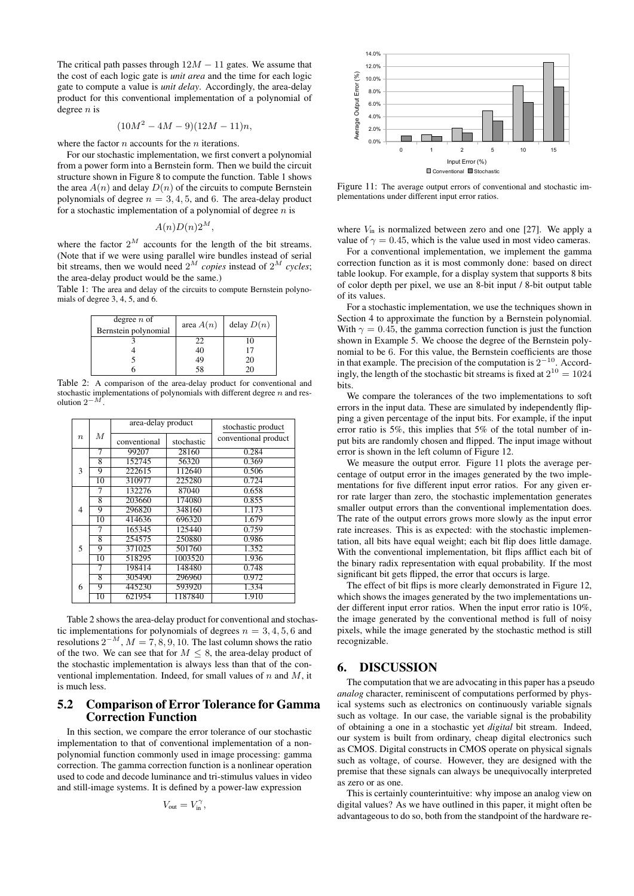The critical path passes through $12M - 11$ gates. We assume that the cost of each logic gate is *unit area* and the time for each logic gate to compute a value is *unit delay*. Accordingly, the area-delay product for this conventional implementation of a polynomial of degree $n$ is

$$(10M^2 - 4M - 9)(12M - 11)n,$$

where the factor $n$ accounts for the $n$ iterations.

For our stochastic implementation, we first convert a polynomial from a power form into a Bernstein form. Then we build the circuit structure shown in Figure 8 to compute the function. Table 1 shows the area $A(n)$ and delay $D(n)$ of the circuits to compute Bernstein polynomials of degree $n = 3, 4, 5$, and $6$. The area-delay product for a stochastic implementation of a polynomial of degree $n$ is

$$A(n)D(n)2^M,$$

where the factor $2^M$ accounts for the length of the bit streams. (Note that if we were using parallel wire bundles instead of serial bit streams, then we would need $2^M$ *copies* instead of $2^M$ *cycles*; the area-delay product would be the same.)

Table 1: The area and delay of the circuits to compute Bernstein polynomials of degree 3, 4, 5, and 6.

| degree $n$ of Bernstein polynomial | area $A(n)$ | delay $D(n)$ |
|---|---|---|
| 3 | 22 | 10 |
| 4 | 40 | 17 |
| 5 | 49 | 20 |
| 6 | 58 | 20 |

Table 2: A comparison of the area-delay product for conventional and stochastic implementations of polynomials with different degree $n$ and resolution $2^{-M}$.

| $n$ | $M$ | area-delay product | | stochastic product / conventional product |
|---|---|---|---|---|
| | | conventional | stochastic | |
| 3 | 7 | 99207 | 28160 | 0.284 |
| | 8 | 152745 | 56320 | 0.369 |
| | 9 | 222615 | 112640 | 0.506 |
| | 10 | 310977 | 225280 | 0.724 |
| 4 | 7 | 132276 | 87040 | 0.658 |
| | 8 | 203660 | 174080 | 0.855 |
| | 9 | 296820 | 348160 | 1.173 |
| | 10 | 414636 | 696320 | 1.679 |
| 5 | 7 | 165345 | 125440 | 0.759 |
| | 8 | 254575 | 250880 | 0.986 |
| | 9 | 371025 | 501760 | 1.352 |
| | 10 | 518295 | 1003520 | 1.936 |
| 6 | 7 | 198414 | 148480 | 0.748 |
| | 8 | 305490 | 296960 | 0.972 |
| | 9 | 445230 | 593920 | 1.334 |
| | 10 | 621954 | 1187840 | 1.910 |

Table 2 shows the area-delay product for conventional and stochastic implementations for polynomials of degrees $n = 3, 4, 5, 6$ and resolutions $2^{-M}$, $M = 7, 8, 9, 10$. The last column shows the ratio of the two. We can see that for $M \leq 8$, the area-delay product of the stochastic implementation is always less than that of the conventional implementation. Indeed, for small values of $n$ and $M$, it is much less.

## 5.2 Comparison of Error Tolerance for Gamma Correction Function

In this section, we compare the error tolerance of our stochastic implementation to that of conventional implementation of a non-polynomial function commonly used in image processing: gamma correction. The gamma correction function is a nonlinear operation used to code and decode luminance and tri-stimulus values in video and still-image systems. It is defined by a power-law expression

$$V_{\text{out}} = V_{\text{in}}^{\gamma},$$

Figure 11: The average output errors of conventional and stochastic implementations under different input error ratios.

where $V_{\text{in}}$ is normalized between zero and one [27]. We apply a value of $\gamma = 0.45$, which is the value used in most video cameras.

For a conventional implementation, we implement the gamma correction function as it is most commonly done: based on direct table lookup. For example, for a display system that supports 8 bits of color depth per pixel, we use an 8-bit input / 8-bit output table of its values.

For a stochastic implementation, we use the techniques shown in Section 4 to approximate the function by a Bernstein polynomial. With $\gamma = 0.45$, the gamma correction function is just the function shown in Example 5. We choose the degree of the Bernstein polynomial to be 6. For this value, the Bernstein coefficients are those in that example. The precision of the computation is $2^{-10}$. Accordingly, the length of the stochastic bit streams is fixed at $2^{10} = 1024$ bits.

We compare the tolerances of the two implementations to soft errors in the input data. These are simulated by independently flipping a given percentage of the input bits. For example, if the input error ratio is 5%, this implies that 5% of the total number of input bits are randomly chosen and flipped. The input image without error is shown in the left column of Figure 12.

We measure the output error. Figure 11 plots the average percentage of output error in the images generated by the two implementations for five different input error ratios. For any given error rate larger than zero, the stochastic implementation generates smaller output errors than the conventional implementation does. The rate of the output errors grows more slowly as the input error rate increases. This is as expected: with the stochastic implementation, all bits have equal weight; each bit flip does little damage. With the conventional implementation, bit flips afflict each bit of the binary radix representation with equal probability. If the most significant bit gets flipped, the error that occurs is large.

The effect of bit flips is more clearly demonstrated in Figure 12, which shows the images generated by the two implementations under different input error ratios. When the input error ratio is 10%, the image generated by the conventional method is full of noisy pixels, while the image generated by the stochastic method is still recognizable.

# 6. DISCUSSION

The computation that we are advocating in this paper has a pseudo *analog* character, reminiscent of computations performed by physical systems such as electronics on continuously variable signals such as voltage. In our case, the variable signal is the probability of obtaining a one in a stochastic yet *digital* bit stream. Indeed, our system is built from ordinary, cheap digital electronics such as CMOS. Digital constructs in CMOS operate on physical signals such as voltage, of course. However, they are designed with the premise that these signals can always be unequivocally interpreted as zero or as one.

This is certainly counterintuitive: why impose an analog view on digital values? As we have outlined in this paper, it might often be advantageous to do so, both from the standpoint of the hardware re-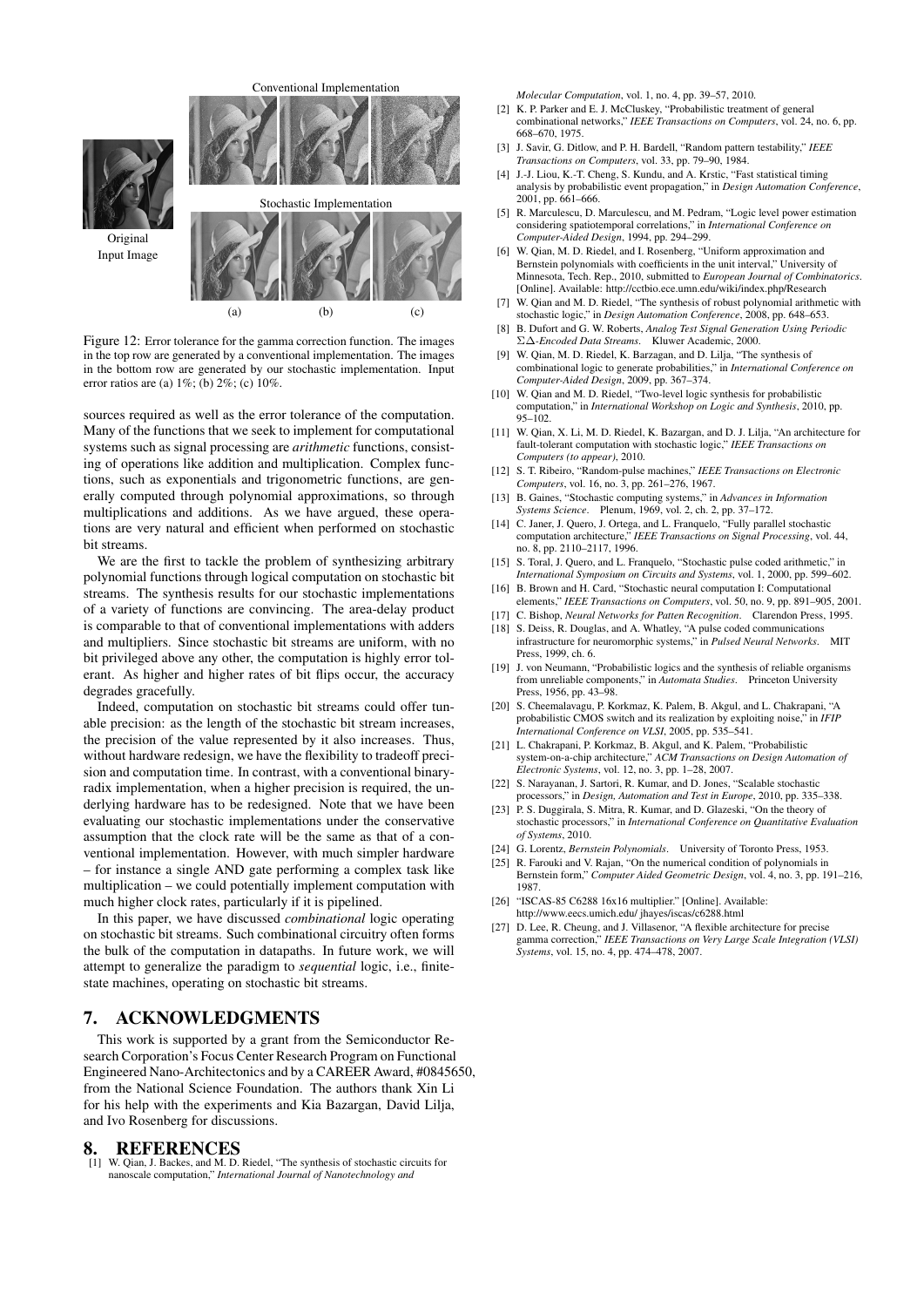Conventional Implementation

Stochastic Implementation

Original
Input Image

(a) (b) (c)

Figure 12: Error tolerance for the gamma correction function. The images in the top row are generated by a conventional implementation. The images in the bottom row are generated by our stochastic implementation. Input error ratios are (a) 1%; (b) 2%; (c) 10%.

sources required as well as the error tolerance of the computation. Many of the functions that we seek to implement for computational systems such as signal processing are *arithmetic* functions, consisting of operations like addition and multiplication. Complex functions, such as exponentials and trigonometric functions, are generally computed through polynomial approximations, so through multiplications and additions. As we have argued, these operations are very natural and efficient when performed on stochastic bit streams.

We are the first to tackle the problem of synthesizing arbitrary polynomial functions through logical computation on stochastic bit streams. The synthesis results for our stochastic implementations of a variety of functions are convincing. The area-delay product is comparable to that of conventional implementations with adders and multipliers. Since stochastic bit streams are uniform, with no bit privileged above any other, the computation is highly error tolerant. As higher and higher rates of bit flips occur, the accuracy degrades gracefully.

Indeed, computation on stochastic bit streams could offer tunable precision: as the length of the stochastic bit stream increases, the precision of the value represented by it also increases. Thus, without hardware redesign, we have the flexibility to tradeoff precision and computation time. In contrast, with a conventional binary-radix implementation, when a higher precision is required, the underlying hardware has to be redesigned. Note that we have been evaluating our stochastic implementations under the conservative assumption that the clock rate will be the same as that of a conventional implementation. However, with much simpler hardware – for instance a single AND gate performing a complex task like multiplication – we could potentially implement computation with much higher clock rates, particularly if it is pipelined.

In this paper, we have discussed *combinational* logic operating on stochastic bit streams. Such combinational circuitry often forms the bulk of the computation in datapaths. In future work, we will attempt to generalize the paradigm to *sequential* logic, i.e., finite-state machines, operating on stochastic bit streams.

## 7. ACKNOWLEDGMENTS

This work is supported by a grant from the Semiconductor Research Corporation's Focus Center Research Program on Functional Engineered Nano-Architectonics and by a CAREER Award, #0845650, from the National Science Foundation. The authors thank Xin Li for his help with the experiments and Kia Bazargan, David Lilja, and Ivo Rosenberg for discussions.

## 8. REFERENCES

[1] W. Qian, J. Backes, and M. D. Riedel, "The synthesis of stochastic circuits for nanoscale computation," *International Journal of Nanotechnology and Molecular Computation*, vol. 1, no. 4, pp. 39–57, 2010.

[2] K. P. Parker and E. J. McCluskey, "Probabilistic treatment of general combinational networks," *IEEE Transactions on Computers*, vol. 24, no. 6, pp. 668–670, 1975.

[3] J. Savir, G. Ditlow, and P. H. Bardell, "Random pattern testability," *IEEE Transactions on Computers*, vol. 33, pp. 79–90, 1984.

[4] J.-J. Liou, K.-T. Cheng, S. Kundu, and A. Krstic, "Fast statistical timing analysis by probabilistic event propagation," in *Design Automation Conference*, 2001, pp. 661–666.

[5] R. Marculescu, D. Marculescu, and M. Pedram, "Logic level power estimation considering spatiotemporal correlations," in *International Conference on Computer-Aided Design*, 1994, pp. 294–299.

[6] W. Qian, M. D. Riedel, and I. Rosenberg, "Uniform approximation and Bernstein polynomials with coefficients in the unit interval," University of Minnesota, Tech. Rep., 2010, submitted to *European Journal of Combinatorics*. [Online]. Available: http://cctbio.ece.umn.edu/wiki/index.php/Research

[7] W. Qian and M. D. Riedel, "The synthesis of robust polynomial arithmetic with stochastic logic," in *Design Automation Conference*, 2008, pp. 648–653.

[8] B. Dufort and G. W. Roberts, *Analog Test Signal Generation Using Periodic $\Sigma\Delta$-Encoded Data Streams*. Kluwer Academic, 2000.

[9] W. Qian, M. D. Riedel, K. Barzagan, and D. Lilja, "The synthesis of combinational logic to generate probabilities," in *International Conference on Computer-Aided Design*, 2009, pp. 367–374.

[10] W. Qian and M. D. Riedel, "Two-level logic synthesis for probabilistic computation," in *International Workshop on Logic and Synthesis*, 2010, pp. 95–102.

[11] W. Qian, X. Li, M. D. Riedel, K. Bazargan, and D. J. Lilja, "An architecture for fault-tolerant computation with stochastic logic," *IEEE Transactions on Computers (to appear)*, 2010.

[12] S. T. Ribeiro, "Random-pulse machines," *IEEE Transactions on Electronic Computers*, vol. 16, no. 3, pp. 261–276, 1967.

[13] B. Gaines, "Stochastic computing systems," in *Advances in Information Systems Science*. Plenum, 1969, vol. 2, ch. 2, pp. 37–172.

[14] C. Janer, J. Quero, J. Ortega, and L. Franquelo, "Fully parallel stochastic computation architecture," *IEEE Transactions on Signal Processing*, vol. 44, no. 8, pp. 2110–2117, 1996.

[15] S. Toral, J. Quero, and L. Franquelo, "Stochastic pulse coded arithmetic," in *International Symposium on Circuits and Systems*, vol. 1, 2000, pp. 599–602.

[16] B. Brown and H. Card, "Stochastic neural computation I: Computational elements," *IEEE Transactions on Computers*, vol. 50, no. 9, pp. 891–905, 2001.

[17] C. Bishop, *Neural Networks for Patten Recognition*. Clarendon Press, 1995.

[18] S. Deiss, R. Douglas, and A. Whatley, "A pulse coded communications infrastructure for neuromorphic systems," in *Pulsed Neural Networks*. MIT Press, 1999, ch. 6.

[19] J. von Neumann, "Probabilistic logics and the synthesis of reliable organisms from unreliable components," in *Automata Studies*. Princeton University Press, 1956, pp. 43–98.

[20] S. Cheemalavagu, P. Korkmaz, K. Palem, B. Akgul, and L. Chakrapani, "A probabilistic CMOS switch and its realization by exploiting noise," in *IFIP International Conference on VLSI*, 2005, pp. 535–541.

[21] L. Chakrapani, P. Korkmaz, B. Akgul, and K. Palem, "Probabilistic system-on-a-chip architecture," *ACM Transactions on Design Automation of Electronic Systems*, vol. 12, no. 3, pp. 1–28, 2007.

[22] S. Narayanan, J. Sartori, R. Kumar, and D. Jones, "Scalable stochastic processors," in *Design, Automation and Test in Europe*, 2010, pp. 335–338.

[23] P. S. Duggirala, S. Mitra, R. Kumar, and D. Glazeski, "On the theory of stochastic processors," in *International Conference on Quantitative Evaluation of Systems*, 2010.

[24] G. Lorentz, *Bernstein Polynomials*. University of Toronto Press, 1953.

[25] R. Farouki and V. Rajan, "On the numerical condition of polynomials in Bernstein form," *Computer Aided Geometric Design*, vol. 4, no. 3, pp. 191–216, 1987.

[26] "ISCAS-85 C6288 16x16 multiplier." [Online]. Available: http://www.eecs.umich.edu/ jhayes/iscas/c6288.html

[27] D. Lee, R. Cheung, and J. Villasenor, "A flexible architecture for precise gamma correction," *IEEE Transactions on Very Large Scale Integration (VLSI) Systems*, vol. 15, no. 4, pp. 474–478, 2007.